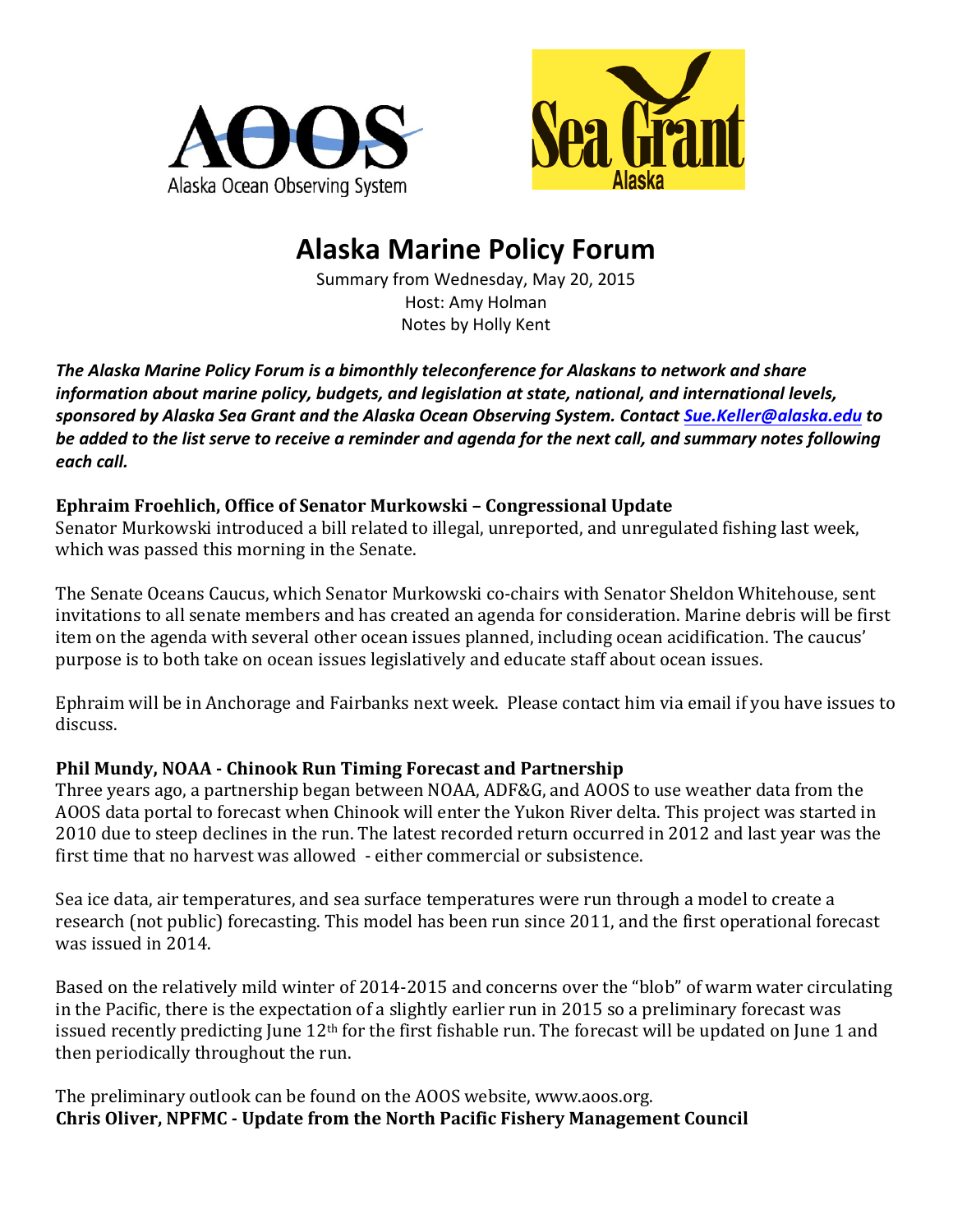AOOS
Alaska Ocean Observing System

Sea Grant
Alaska

# Alaska Marine Policy Forum

Summary from Wednesday, May 20, 2015
Host: Amy Holman
Notes by Holly Kent

***The Alaska Marine Policy Forum is a bimonthly teleconference for Alaskans to network and share information about marine policy, budgets, and legislation at state, national, and international levels, sponsored by Alaska Sea Grant and the Alaska Ocean Observing System. Contact [Sue.Keller@alaska.edu](mailto:Sue.Keller@alaska.edu) to be added to the list serve to receive a reminder and agenda for the next call, and summary notes following each call.***

**Ephraim Froehlich, Office of Senator Murkowski – Congressional Update**

Senator Murkowski introduced a bill related to illegal, unreported, and unregulated fishing last week, which was passed this morning in the Senate.

The Senate Oceans Caucus, which Senator Murkowski co-chairs with Senator Sheldon Whitehouse, sent invitations to all senate members and has created an agenda for consideration. Marine debris will be first item on the agenda with several other ocean issues planned, including ocean acidification. The caucus' purpose is to both take on ocean issues legislatively and educate staff about ocean issues.

Ephraim will be in Anchorage and Fairbanks next week. Please contact him via email if you have issues to discuss.

**Phil Mundy, NOAA - Chinook Run Timing Forecast and Partnership**

Three years ago, a partnership began between NOAA, ADF&G, and AOOS to use weather data from the AOOS data portal to forecast when Chinook will enter the Yukon River delta. This project was started in 2010 due to steep declines in the run. The latest recorded return occurred in 2012 and last year was the first time that no harvest was allowed - either commercial or subsistence.

Sea ice data, air temperatures, and sea surface temperatures were run through a model to create a research (not public) forecasting. This model has been run since 2011, and the first operational forecast was issued in 2014.

Based on the relatively mild winter of 2014-2015 and concerns over the "blob" of warm water circulating in the Pacific, there is the expectation of a slightly earlier run in 2015 so a preliminary forecast was issued recently predicting June 12th for the first fishable run. The forecast will be updated on June 1 and then periodically throughout the run.

The preliminary outlook can be found on the AOOS website, www.aoos.org.

**Chris Oliver, NPFMC - Update from the North Pacific Fishery Management Council**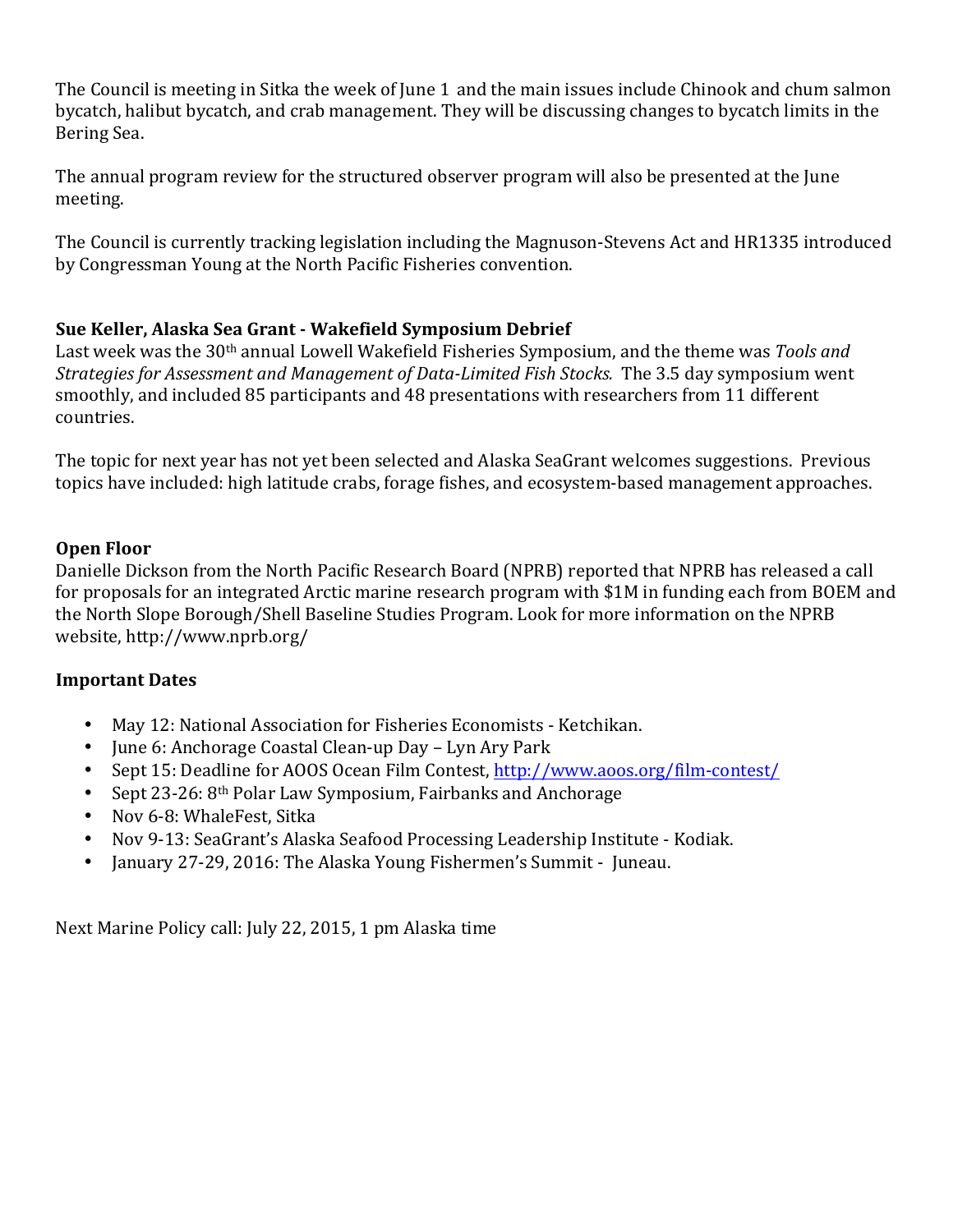The Council is meeting in Sitka the week of June 1 and the main issues include Chinook and chum salmon bycatch, halibut bycatch, and crab management. They will be discussing changes to bycatch limits in the Bering Sea.

The annual program review for the structured observer program will also be presented at the June meeting.

The Council is currently tracking legislation including the Magnuson-Stevens Act and HR1335 introduced by Congressman Young at the North Pacific Fisheries convention.

**Sue Keller, Alaska Sea Grant - Wakefield Symposium Debrief**

Last week was the 30th annual Lowell Wakefield Fisheries Symposium, and the theme was *Tools and Strategies for Assessment and Management of Data-Limited Fish Stocks.* The 3.5 day symposium went smoothly, and included 85 participants and 48 presentations with researchers from 11 different countries.

The topic for next year has not yet been selected and Alaska SeaGrant welcomes suggestions. Previous topics have included: high latitude crabs, forage fishes, and ecosystem-based management approaches.

**Open Floor**

Danielle Dickson from the North Pacific Research Board (NPRB) reported that NPRB has released a call for proposals for an integrated Arctic marine research program with $1M in funding each from BOEM and the North Slope Borough/Shell Baseline Studies Program. Look for more information on the NPRB website, http://www.nprb.org/

**Important Dates**

- May 12: National Association for Fisheries Economists - Ketchikan.
- June 6: Anchorage Coastal Clean-up Day – Lyn Ary Park
- Sept 15: Deadline for AOOS Ocean Film Contest, http://www.aoos.org/film-contest/
- Sept 23-26: 8th Polar Law Symposium, Fairbanks and Anchorage
- Nov 6-8: WhaleFest, Sitka
- Nov 9-13: SeaGrant's Alaska Seafood Processing Leadership Institute - Kodiak.
- January 27-29, 2016: The Alaska Young Fishermen's Summit - Juneau.

Next Marine Policy call: July 22, 2015, 1 pm Alaska time